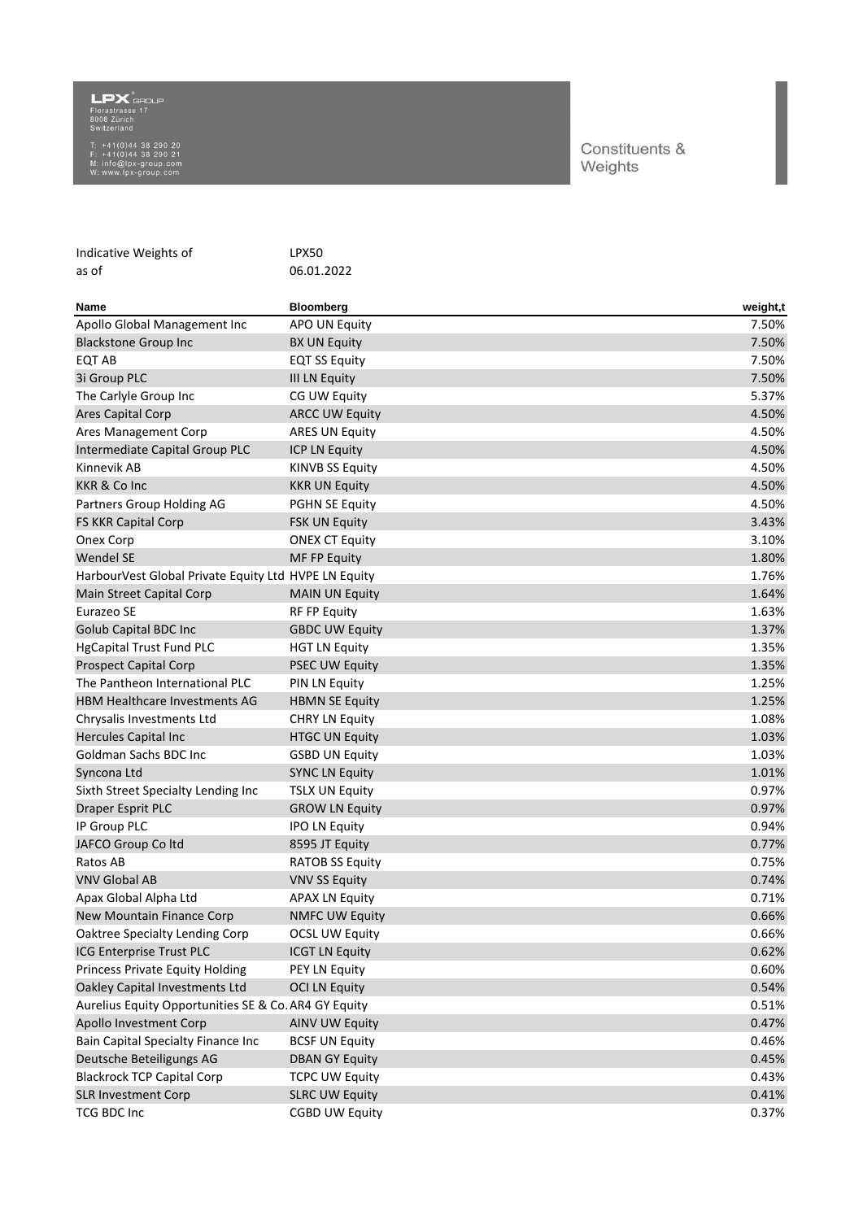**LPX** GROUP
Florastrasse 17
8008 Zürich
Switzerland

T: +41(0)44 38 290 20
F: +41(0)44 38 290 21
M: info@lpx-group.com
W: www.lpx-group.com

Constituents & Weights

Indicative Weights of LPX50
as of 06.01.2022

| Name | Bloomberg | weight,t |
|---|---|---|
| Apollo Global Management Inc | APO UN Equity | 7.50% |
| Blackstone Group Inc | BX UN Equity | 7.50% |
| EQT AB | EQT SS Equity | 7.50% |
| 3i Group PLC | III LN Equity | 7.50% |
| The Carlyle Group Inc | CG UW Equity | 5.37% |
| Ares Capital Corp | ARCC UW Equity | 4.50% |
| Ares Management Corp | ARES UN Equity | 4.50% |
| Intermediate Capital Group PLC | ICP LN Equity | 4.50% |
| Kinnevik AB | KINVB SS Equity | 4.50% |
| KKR & Co Inc | KKR UN Equity | 4.50% |
| Partners Group Holding AG | PGHN SE Equity | 4.50% |
| FS KKR Capital Corp | FSK UN Equity | 3.43% |
| Onex Corp | ONEX CT Equity | 3.10% |
| Wendel SE | MF FP Equity | 1.80% |
| HarbourVest Global Private Equity Ltd | HVPE LN Equity | 1.76% |
| Main Street Capital Corp | MAIN UN Equity | 1.64% |
| Eurazeo SE | RF FP Equity | 1.63% |
| Golub Capital BDC Inc | GBDC UW Equity | 1.37% |
| HgCapital Trust Fund PLC | HGT LN Equity | 1.35% |
| Prospect Capital Corp | PSEC UW Equity | 1.35% |
| The Pantheon International PLC | PIN LN Equity | 1.25% |
| HBM Healthcare Investments AG | HBMN SE Equity | 1.25% |
| Chrysalis Investments Ltd | CHRY LN Equity | 1.08% |
| Hercules Capital Inc | HTGC UN Equity | 1.03% |
| Goldman Sachs BDC Inc | GSBD UN Equity | 1.03% |
| Syncona Ltd | SYNC LN Equity | 1.01% |
| Sixth Street Specialty Lending Inc | TSLX UN Equity | 0.97% |
| Draper Esprit PLC | GROW LN Equity | 0.97% |
| IP Group PLC | IPO LN Equity | 0.94% |
| JAFCO Group Co ltd | 8595 JT Equity | 0.77% |
| Ratos AB | RATOB SS Equity | 0.75% |
| VNV Global AB | VNV SS Equity | 0.74% |
| Apax Global Alpha Ltd | APAX LN Equity | 0.71% |
| New Mountain Finance Corp | NMFC UW Equity | 0.66% |
| Oaktree Specialty Lending Corp | OCSL UW Equity | 0.66% |
| ICG Enterprise Trust PLC | ICGT LN Equity | 0.62% |
| Princess Private Equity Holding | PEY LN Equity | 0.60% |
| Oakley Capital Investments Ltd | OCI LN Equity | 0.54% |
| Aurelius Equity Opportunities SE & Co. | AR4 GY Equity | 0.51% |
| Apollo Investment Corp | AINV UW Equity | 0.47% |
| Bain Capital Specialty Finance Inc | BCSF UN Equity | 0.46% |
| Deutsche Beteiligungs AG | DBAN GY Equity | 0.45% |
| Blackrock TCP Capital Corp | TCPC UW Equity | 0.43% |
| SLR Investment Corp | SLRC UW Equity | 0.41% |
| TCG BDC Inc | CGBD UW Equity | 0.37% |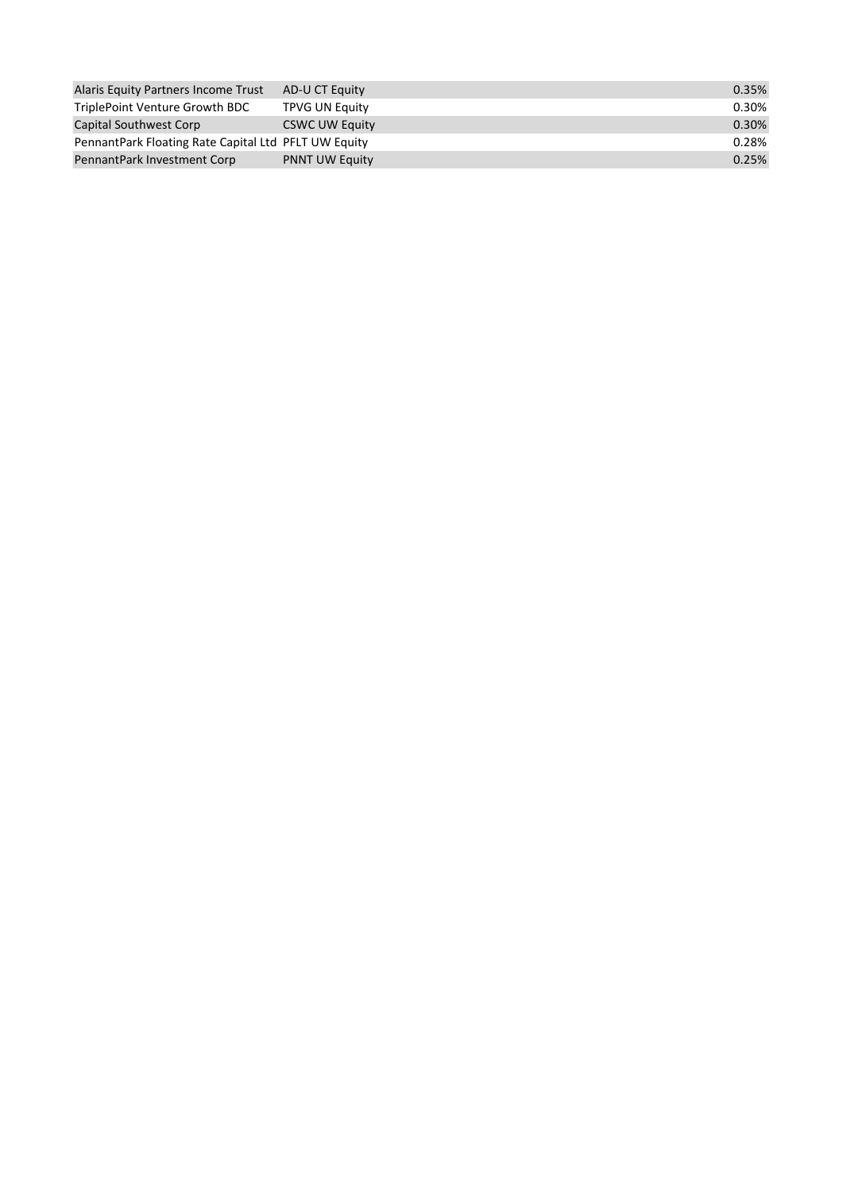| | | |
|---|---|---|
| Alaris Equity Partners Income Trust | AD-U CT Equity | 0.35% |
| TriplePoint Venture Growth BDC | TPVG UN Equity | 0.30% |
| Capital Southwest Corp | CSWC UW Equity | 0.30% |
| PennantPark Floating Rate Capital Ltd | PFLT UW Equity | 0.28% |
| PennantPark Investment Corp | PNNT UW Equity | 0.25% |